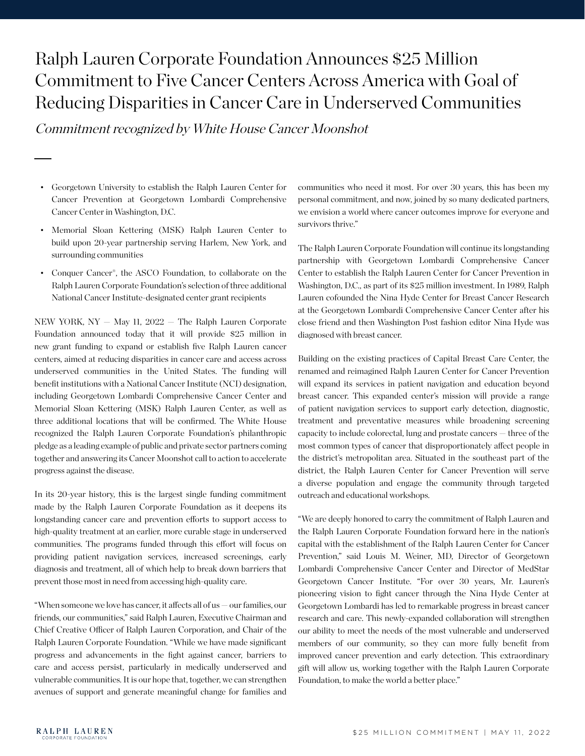# Ralph Lauren Corporate Foundation Announces $25 Million Commitment to Five Cancer Centers Across America with Goal of Reducing Disparities in Cancer Care in Underserved Communities

*Commitment recognized by White House Cancer Moonshot*

- Georgetown University to establish the Ralph Lauren Center for Cancer Prevention at Georgetown Lombardi Comprehensive Cancer Center in Washington, D.C.
- Memorial Sloan Kettering (MSK) Ralph Lauren Center to build upon 20-year partnership serving Harlem, New York, and surrounding communities
- Conquer Cancer®, the ASCO Foundation, to collaborate on the Ralph Lauren Corporate Foundation's selection of three additional National Cancer Institute-designated center grant recipients

NEW YORK, NY — May 11, 2022 — The Ralph Lauren Corporate Foundation announced today that it will provide $25 million in new grant funding to expand or establish five Ralph Lauren cancer centers, aimed at reducing disparities in cancer care and access across underserved communities in the United States. The funding will benefit institutions with a National Cancer Institute (NCI) designation, including Georgetown Lombardi Comprehensive Cancer Center and Memorial Sloan Kettering (MSK) Ralph Lauren Center, as well as three additional locations that will be confirmed. The White House recognized the Ralph Lauren Corporate Foundation's philanthropic pledge as a leading example of public and private sector partners coming together and answering its Cancer Moonshot call to action to accelerate progress against the disease.

In its 20-year history, this is the largest single funding commitment made by the Ralph Lauren Corporate Foundation as it deepens its longstanding cancer care and prevention efforts to support access to high-quality treatment at an earlier, more curable stage in underserved communities. The programs funded through this effort will focus on providing patient navigation services, increased screenings, early diagnosis and treatment, all of which help to break down barriers that prevent those most in need from accessing high-quality care.

"When someone we love has cancer, it affects all of us — our families, our friends, our communities," said Ralph Lauren, Executive Chairman and Chief Creative Officer of Ralph Lauren Corporation, and Chair of the Ralph Lauren Corporate Foundation. "While we have made significant progress and advancements in the fight against cancer, barriers to care and access persist, particularly in medically underserved and vulnerable communities. It is our hope that, together, we can strengthen avenues of support and generate meaningful change for families and communities who need it most. For over 30 years, this has been my personal commitment, and now, joined by so many dedicated partners, we envision a world where cancer outcomes improve for everyone and survivors thrive."

The Ralph Lauren Corporate Foundation will continue its longstanding partnership with Georgetown Lombardi Comprehensive Cancer Center to establish the Ralph Lauren Center for Cancer Prevention in Washington, D.C., as part of its $25 million investment. In 1989, Ralph Lauren cofounded the Nina Hyde Center for Breast Cancer Research at the Georgetown Lombardi Comprehensive Cancer Center after his close friend and then Washington Post fashion editor Nina Hyde was diagnosed with breast cancer.

Building on the existing practices of Capital Breast Care Center, the renamed and reimagined Ralph Lauren Center for Cancer Prevention will expand its services in patient navigation and education beyond breast cancer. This expanded center's mission will provide a range of patient navigation services to support early detection, diagnostic, treatment and preventative measures while broadening screening capacity to include colorectal, lung and prostate cancers — three of the most common types of cancer that disproportionately affect people in the district's metropolitan area. Situated in the southeast part of the district, the Ralph Lauren Center for Cancer Prevention will serve a diverse population and engage the community through targeted outreach and educational workshops.

"We are deeply honored to carry the commitment of Ralph Lauren and the Ralph Lauren Corporate Foundation forward here in the nation's capital with the establishment of the Ralph Lauren Center for Cancer Prevention," said Louis M. Weiner, MD, Director of Georgetown Lombardi Comprehensive Cancer Center and Director of MedStar Georgetown Cancer Institute. "For over 30 years, Mr. Lauren's pioneering vision to fight cancer through the Nina Hyde Center at Georgetown Lombardi has led to remarkable progress in breast cancer research and care. This newly-expanded collaboration will strengthen our ability to meet the needs of the most vulnerable and underserved members of our community, so they can more fully benefit from improved cancer prevention and early detection. This extraordinary gift will allow us, working together with the Ralph Lauren Corporate Foundation, to make the world a better place."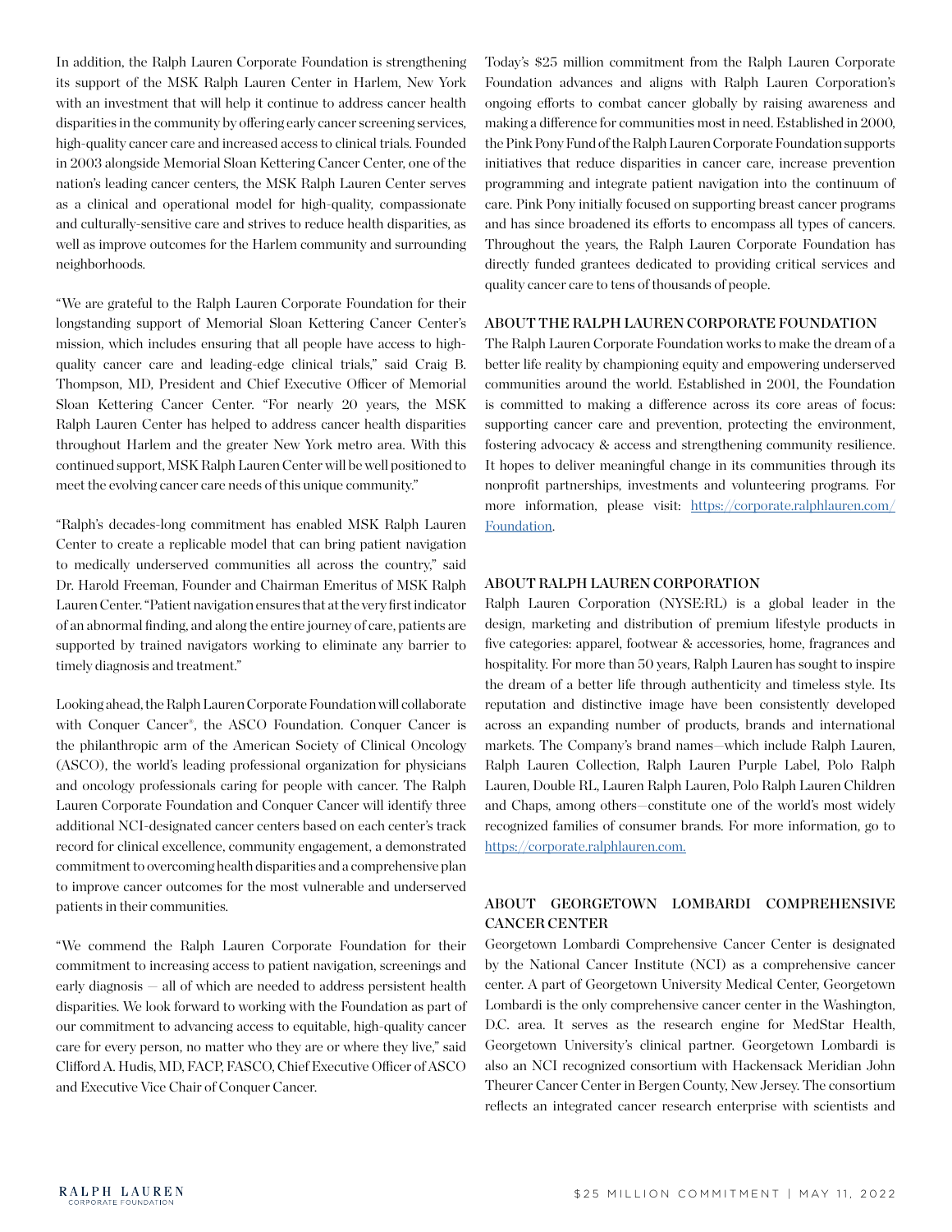In addition, the Ralph Lauren Corporate Foundation is strengthening its support of the MSK Ralph Lauren Center in Harlem, New York with an investment that will help it continue to address cancer health disparities in the community by offering early cancer screening services, high-quality cancer care and increased access to clinical trials. Founded in 2003 alongside Memorial Sloan Kettering Cancer Center, one of the nation's leading cancer centers, the MSK Ralph Lauren Center serves as a clinical and operational model for high-quality, compassionate and culturally-sensitive care and strives to reduce health disparities, as well as improve outcomes for the Harlem community and surrounding neighborhoods.

"We are grateful to the Ralph Lauren Corporate Foundation for their longstanding support of Memorial Sloan Kettering Cancer Center's mission, which includes ensuring that all people have access to high-quality cancer care and leading-edge clinical trials," said Craig B. Thompson, MD, President and Chief Executive Officer of Memorial Sloan Kettering Cancer Center. "For nearly 20 years, the MSK Ralph Lauren Center has helped to address cancer health disparities throughout Harlem and the greater New York metro area. With this continued support, MSK Ralph Lauren Center will be well positioned to meet the evolving cancer care needs of this unique community."

"Ralph's decades-long commitment has enabled MSK Ralph Lauren Center to create a replicable model that can bring patient navigation to medically underserved communities all across the country," said Dr. Harold Freeman, Founder and Chairman Emeritus of MSK Ralph Lauren Center. "Patient navigation ensures that at the very first indicator of an abnormal finding, and along the entire journey of care, patients are supported by trained navigators working to eliminate any barrier to timely diagnosis and treatment."

Looking ahead, the Ralph Lauren Corporate Foundation will collaborate with Conquer Cancer®, the ASCO Foundation. Conquer Cancer is the philanthropic arm of the American Society of Clinical Oncology (ASCO), the world's leading professional organization for physicians and oncology professionals caring for people with cancer. The Ralph Lauren Corporate Foundation and Conquer Cancer will identify three additional NCI-designated cancer centers based on each center's track record for clinical excellence, community engagement, a demonstrated commitment to overcoming health disparities and a comprehensive plan to improve cancer outcomes for the most vulnerable and underserved patients in their communities.

"We commend the Ralph Lauren Corporate Foundation for their commitment to increasing access to patient navigation, screenings and early diagnosis — all of which are needed to address persistent health disparities. We look forward to working with the Foundation as part of our commitment to advancing access to equitable, high-quality cancer care for every person, no matter who they are or where they live," said Clifford A. Hudis, MD, FACP, FASCO, Chief Executive Officer of ASCO and Executive Vice Chair of Conquer Cancer.

Today's $25 million commitment from the Ralph Lauren Corporate Foundation advances and aligns with Ralph Lauren Corporation's ongoing efforts to combat cancer globally by raising awareness and making a difference for communities most in need. Established in 2000, the Pink Pony Fund of the Ralph Lauren Corporate Foundation supports initiatives that reduce disparities in cancer care, increase prevention programming and integrate patient navigation into the continuum of care. Pink Pony initially focused on supporting breast cancer programs and has since broadened its efforts to encompass all types of cancers. Throughout the years, the Ralph Lauren Corporate Foundation has directly funded grantees dedicated to providing critical services and quality cancer care to tens of thousands of people.

## ABOUT THE RALPH LAUREN CORPORATE FOUNDATION

The Ralph Lauren Corporate Foundation works to make the dream of a better life reality by championing equity and empowering underserved communities around the world. Established in 2001, the Foundation is committed to making a difference across its core areas of focus: supporting cancer care and prevention, protecting the environment, fostering advocacy & access and strengthening community resilience. It hopes to deliver meaningful change in its communities through its nonprofit partnerships, investments and volunteering programs. For more information, please visit: [https://corporate.ralphlauren.com/Foundation](https://corporate.ralphlauren.com/Foundation).

## ABOUT RALPH LAUREN CORPORATION

Ralph Lauren Corporation (NYSE:RL) is a global leader in the design, marketing and distribution of premium lifestyle products in five categories: apparel, footwear & accessories, home, fragrances and hospitality. For more than 50 years, Ralph Lauren has sought to inspire the dream of a better life through authenticity and timeless style. Its reputation and distinctive image have been consistently developed across an expanding number of products, brands and international markets. The Company's brand names—which include Ralph Lauren, Ralph Lauren Collection, Ralph Lauren Purple Label, Polo Ralph Lauren, Double RL, Lauren Ralph Lauren, Polo Ralph Lauren Children and Chaps, among others—constitute one of the world's most widely recognized families of consumer brands. For more information, go to [https://corporate.ralphlauren.com.](https://corporate.ralphlauren.com)

## ABOUT GEORGETOWN LOMBARDI COMPREHENSIVE CANCER CENTER

Georgetown Lombardi Comprehensive Cancer Center is designated by the National Cancer Institute (NCI) as a comprehensive cancer center. A part of Georgetown University Medical Center, Georgetown Lombardi is the only comprehensive cancer center in the Washington, D.C. area. It serves as the research engine for MedStar Health, Georgetown University's clinical partner. Georgetown Lombardi is also an NCI recognized consortium with Hackensack Meridian John Theurer Cancer Center in Bergen County, New Jersey. The consortium reflects an integrated cancer research enterprise with scientists and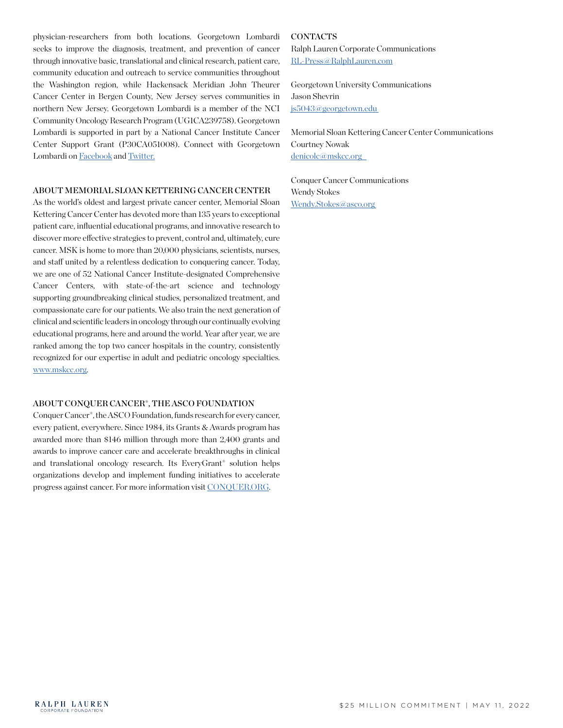physician-researchers from both locations. Georgetown Lombardi seeks to improve the diagnosis, treatment, and prevention of cancer through innovative basic, translational and clinical research, patient care, community education and outreach to service communities throughout the Washington region, while Hackensack Meridian John Theurer Cancer Center in Bergen County, New Jersey serves communities in northern New Jersey. Georgetown Lombardi is a member of the NCI Community Oncology Research Program (UG1CA239758). Georgetown Lombardi is supported in part by a National Cancer Institute Cancer Center Support Grant (P30CA051008). Connect with Georgetown Lombardi on [Facebook](#) and [Twitter.](#)

## ABOUT MEMORIAL SLOAN KETTERING CANCER CENTER

As the world's oldest and largest private cancer center, Memorial Sloan Kettering Cancer Center has devoted more than 135 years to exceptional patient care, influential educational programs, and innovative research to discover more effective strategies to prevent, control and, ultimately, cure cancer. MSK is home to more than 20,000 physicians, scientists, nurses, and staff united by a relentless dedication to conquering cancer. Today, we are one of 52 National Cancer Institute-designated Comprehensive Cancer Centers, with state-of-the-art science and technology supporting groundbreaking clinical studies, personalized treatment, and compassionate care for our patients. We also train the next generation of clinical and scientific leaders in oncology through our continually evolving educational programs, here and around the world. Year after year, we are ranked among the top two cancer hospitals in the country, consistently recognized for our expertise in adult and pediatric oncology specialties. [www.mskcc.org](http://www.mskcc.org).

## ABOUT CONQUER CANCER®, THE ASCO FOUNDATION

Conquer Cancer®, the ASCO Foundation, funds research for every cancer, every patient, everywhere. Since 1984, its Grants & Awards program has awarded more than $146 million through more than 2,400 grants and awards to improve cancer care and accelerate breakthroughs in clinical and translational oncology research. Its EveryGrant® solution helps organizations develop and implement funding initiatives to accelerate progress against cancer. For more information visit [CONQUER.ORG](http://CONQUER.ORG).

## CONTACTS

Ralph Lauren Corporate Communications
[RL-Press@RalphLauren.com](mailto:RL-Press@RalphLauren.com)

Georgetown University Communications
Jason Shevrin
[js5043@georgetown.edu](mailto:js5043@georgetown.edu)

Memorial Sloan Kettering Cancer Center Communications
Courtney Nowak
[denicolc@mskcc.org](mailto:denicolc@mskcc.org)

Conquer Cancer Communications
Wendy Stokes
[Wendy.Stokes@asco.org](mailto:Wendy.Stokes@asco.org)